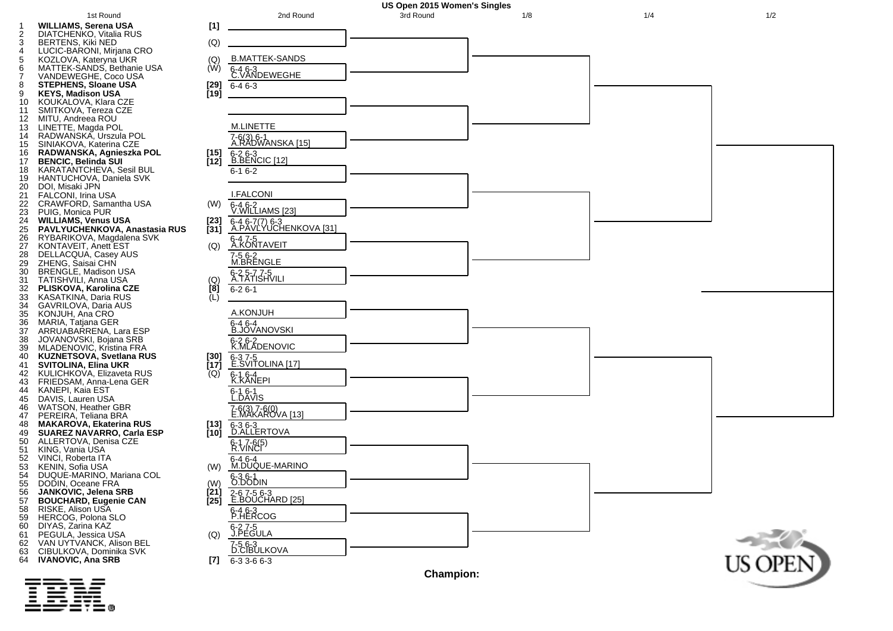# US Open 2015 Women's Singles

## 1st Round

| # | Player | Seed |
|---|---|---|
| 1 | **WILLIAMS, Serena USA** | [1] |
| 2 | DIATCHENKO, Vitalia RUS | |
| 3 | BERTENS, Kiki NED | (Q) |
| 4 | LUCIC-BARONI, Mirjana CRO | |
| 5 | KOZLOVA, Kateryna UKR | (Q) |
| 6 | MATTEK-SANDS, Bethanie USA | (W) |
| 7 | VANDEWEGHE, Coco USA | |
| 8 | **STEPHENS, Sloane USA** | [29] |
| 9 | **KEYS, Madison USA** | [19] |
| 10 | KOUKALOVA, Klara CZE | |
| 11 | SMITKOVA, Tereza CZE | |
| 12 | MITU, Andreea ROU | |
| 13 | LINETTE, Magda POL | |
| 14 | RADWANSKA, Urszula POL | |
| 15 | SINIAKOVA, Katerina CZE | |
| 16 | **RADWANSKA, Agnieszka POL** | [15] |
| 17 | **BENCIC, Belinda SUI** | [12] |
| 18 | KARATANTCHEVA, Sesil BUL | |
| 19 | HANTUCHOVA, Daniela SVK | |
| 20 | DOI, Misaki JPN | |
| 21 | FALCONI, Irina USA | |
| 22 | CRAWFORD, Samantha USA | (W) |
| 23 | PUIG, Monica PUR | |
| 24 | **WILLIAMS, Venus USA** | [23] |
| 25 | **PAVLYUCHENKOVA, Anastasia RUS** | [31] |
| 26 | RYBARIKOVA, Magdalena SVK | |
| 27 | KONTAVEIT, Anett EST | (Q) |
| 28 | DELLACQUA, Casey AUS | |
| 29 | ZHENG, Saisai CHN | |
| 30 | BRENGLE, Madison USA | |
| 31 | TATISHVILI, Anna USA | (Q) |
| 32 | **PLISKOVA, Karolina CZE** | [8] |
| 33 | KASATKINA, Daria RUS | (L) |
| 34 | GAVRILOVA, Daria AUS | |
| 35 | KONJUH, Ana CRO | |
| 36 | MARIA, Tatjana GER | |
| 37 | ARRUABARRENA, Lara ESP | |
| 38 | JOVANOVSKI, Bojana SRB | |
| 39 | MLADENOVIC, Kristina FRA | |
| 40 | **KUZNETSOVA, Svetlana RUS** | [30] |
| 41 | **SVITOLINA, Elina UKR** | [17] |
| 42 | KULICHKOVA, Elizaveta RUS | (Q) |
| 43 | FRIEDSAM, Anna-Lena GER | |
| 44 | KANEPI, Kaia EST | |
| 45 | DAVIS, Lauren USA | |
| 46 | WATSON, Heather GBR | |
| 47 | PEREIRA, Teliana BRA | |
| 48 | **MAKAROVA, Ekaterina RUS** | [13] |
| 49 | **SUAREZ NAVARRO, Carla ESP** | [10] |
| 50 | ALLERTOVA, Denisa CZE | |
| 51 | KING, Vania USA | |
| 52 | VINCI, Roberta ITA | |
| 53 | KENIN, Sofia USA | (W) |
| 54 | DUQUE-MARINO, Mariana COL | |
| 55 | DODIN, Oceane FRA | (W) |
| 56 | **JANKOVIC, Jelena SRB** | [21] |
| 57 | **BOUCHARD, Eugenie CAN** | [25] |
| 58 | RISKE, Alison USA | |
| 59 | HERCOG, Polona SLO | |
| 60 | DIYAS, Zarina KAZ | |
| 61 | PEGULA, Jessica USA | (Q) |
| 62 | VAN UYTVANCK, Alison BEL | |
| 63 | CIBULKOVA, Dominika SVK | |
| 64 | **IVANOVIC, Ana SRB** | [7] |

## 2nd Round

| Matches | Winner | Score |
|---|---|---|
| 1–2 | | |
| 3–4 | | |
| 5–6 | B.MATTEK-SANDS | 6-4 6-3 |
| 7–8 | C.VANDEWEGHE | 6-4 6-3 |
| 9–10 | | |
| 11–12 | | |
| 13–14 | M.LINETTE | 7-6(3) 6-1 |
| 15–16 | A.RADWANSKA [15] | 6-2 6-3 |
| 17–18 | B.BENCIC [12] | 6-1 6-2 |
| 19–20 | | |
| 21–22 | I.FALCONI | 6-4 6-2 |
| 23–24 | V.WILLIAMS [23] | 6-4 6-7(7) 6-3 |
| 25–26 | A.PAVLYUCHENKOVA [31] | 6-4 7-5 |
| 27–28 | A.KONTAVEIT | 7-5 6-2 |
| 29–30 | M.BRENGLE | 6-2 5-7 7-5 |
| 31–32 | A.TATISHVILI | 6-2 6-1 |
| 33–34 | | |
| 35–36 | A.KONJUH | 6-4 6-4 |
| 37–38 | B.JOVANOVSKI | 6-2 6-2 |
| 39–40 | K.MLADENOVIC | 6-3 7-5 |
| 41–42 | E.SVITOLINA [17] | 6-1 6-4 |
| 43–44 | K.KANEPI | 6-1 6-1 |
| 45–46 | L.DAVIS | 7-6(3) 7-6(0) |
| 47–48 | E.MAKAROVA [13] | 6-3 6-3 |
| 49–50 | D.ALLERTOVA | 6-1 7-6(5) |
| 51–52 | R.VINCI | 6-4 6-4 |
| 53–54 | M.DUQUE-MARINO | 6-3 6-1 |
| 55–56 | O.DODIN | 2-6 7-5 6-3 |
| 57–58 | E.BOUCHARD [25] | 6-4 6-3 |
| 59–60 | P.HERCOG | 6-2 7-5 |
| 61–62 | J.PEGULA | 7-5 6-3 |
| 63–64 | D.CIBULKOVA | 6-3 3-6 6-3 |

## 3rd Round

## 1/8

## 1/4

## 1/2

**Champion:**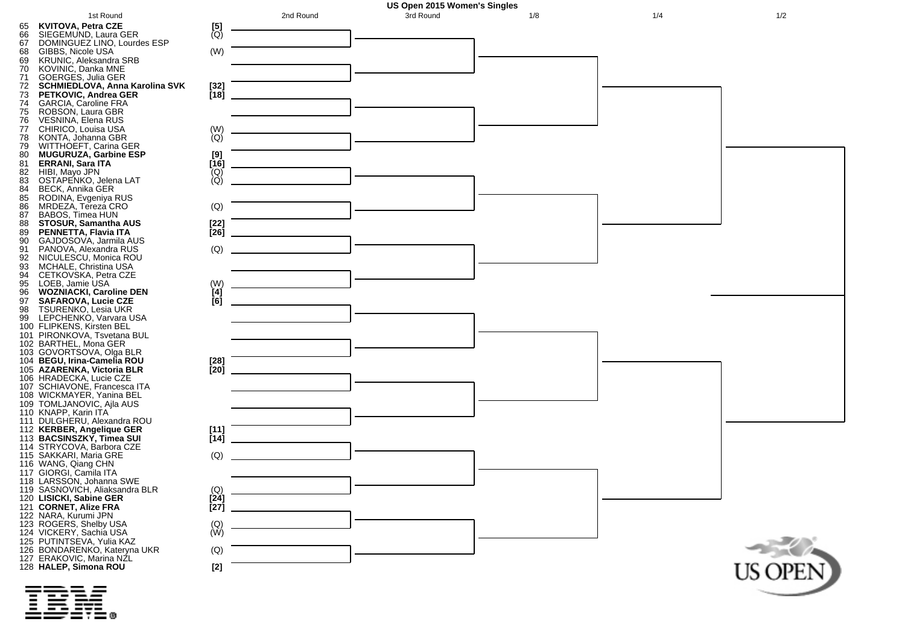# US Open 2015 Women's Singles

| | | | 1st Round | | 2nd Round | 3rd Round | 1/8 | 1/4 | 1/2 |
|---|---|---|---|---|---|---|---|---|---|
| 65 | **KVITOVA, Petra CZE** | [5] | | | | | | | |
| 66 | SIEGEMUND, Laura GER | (Q) | | | | | | | |
| 67 | DOMINGUEZ LINO, Lourdes ESP | | | | | | | | |
| 68 | GIBBS, Nicole USA | (W) | | | | | | | |
| 69 | KRUNIC, Aleksandra SRB | | | | | | | | |
| 70 | KOVINIC, Danka MNE | | | | | | | | |
| 71 | GOERGES, Julia GER | | | | | | | | |
| 72 | **SCHMIEDLOVA, Anna Karolina SVK** | [32] | | | | | | | |
| 73 | **PETKOVIC, Andrea GER** | [18] | | | | | | | |
| 74 | GARCIA, Caroline FRA | | | | | | | | |
| 75 | ROBSON, Laura GBR | | | | | | | | |
| 76 | VESNINA, Elena RUS | | | | | | | | |
| 77 | CHIRICO, Louisa USA | (W) | | | | | | | |
| 78 | KONTA, Johanna GBR | (Q) | | | | | | | |
| 79 | WITTHOEFT, Carina GER | | | | | | | | |
| 80 | **MUGURUZA, Garbine ESP** | [9] | | | | | | | |
| 81 | **ERRANI, Sara ITA** | [16] | | | | | | | |
| 82 | HIBI, Mayo JPN | (Q) | | | | | | | |
| 83 | OSTAPENKO, Jelena LAT | (Q) | | | | | | | |
| 84 | BECK, Annika GER | | | | | | | | |
| 85 | RODINA, Evgeniya RUS | | | | | | | | |
| 86 | MRDEZA, Tereza CRO | (Q) | | | | | | | |
| 87 | BABOS, Timea HUN | | | | | | | | |
| 88 | **STOSUR, Samantha AUS** | [22] | | | | | | | |
| 89 | **PENNETTA, Flavia ITA** | [26] | | | | | | | |
| 90 | GAJDOSOVA, Jarmila AUS | | | | | | | | |
| 91 | PANOVA, Alexandra RUS | (Q) | | | | | | | |
| 92 | NICULESCU, Monica ROU | | | | | | | | |
| 93 | MCHALE, Christina USA | | | | | | | | |
| 94 | CETKOVSKA, Petra CZE | | | | | | | | |
| 95 | LOEB, Jamie USA | (W) | | | | | | | |
| 96 | **WOZNIACKI, Caroline DEN** | [4] | | | | | | | |
| 97 | **SAFAROVA, Lucie CZE** | [6] | | | | | | | |
| 98 | TSURENKO, Lesia UKR | | | | | | | | |
| 99 | LEPCHENKO, Varvara USA | | | | | | | | |
| 100 | FLIPKENS, Kirsten BEL | | | | | | | | |
| 101 | PIRONKOVA, Tsvetana BUL | | | | | | | | |
| 102 | BARTHEL, Mona GER | | | | | | | | |
| 103 | GOVORTSOVA, Olga BLR | | | | | | | | |
| 104 | **BEGU, Irina-Camelia ROU** | [28] | | | | | | | |
| 105 | **AZARENKA, Victoria BLR** | [20] | | | | | | | |
| 106 | HRADECKA, Lucie CZE | | | | | | | | |
| 107 | SCHIAVONE, Francesca ITA | | | | | | | | |
| 108 | WICKMAYER, Yanina BEL | | | | | | | | |
| 109 | TOMLJANOVIC, Ajla AUS | | | | | | | | |
| 110 | KNAPP, Karin ITA | | | | | | | | |
| 111 | DULGHERU, Alexandra ROU | | | | | | | | |
| 112 | **KERBER, Angelique GER** | [11] | | | | | | | |
| 113 | **BACSINSZKY, Timea SUI** | [14] | | | | | | | |
| 114 | STRYCOVA, Barbora CZE | | | | | | | | |
| 115 | SAKKARI, Maria GRE | (Q) | | | | | | | |
| 116 | WANG, Qiang CHN | | | | | | | | |
| 117 | GIORGI, Camila ITA | | | | | | | | |
| 118 | LARSSON, Johanna SWE | | | | | | | | |
| 119 | SASNOVICH, Aliaksandra BLR | (Q) | | | | | | | |
| 120 | **LISICKI, Sabine GER** | [24] | | | | | | | |
| 121 | **CORNET, Alize FRA** | [27] | | | | | | | |
| 122 | NARA, Kurumi JPN | | | | | | | | |
| 123 | ROGERS, Shelby USA | (Q) | | | | | | | |
| 124 | VICKERY, Sachia USA | (W) | | | | | | | |
| 125 | PUTINTSEVA, Yulia KAZ | | | | | | | | |
| 126 | BONDARENKO, Kateryna UKR | (Q) | | | | | | | |
| 127 | ERAKOVIC, Marina NZL | | | | | | | | |
| 128 | **HALEP, Simona ROU** | [2] | | | | | | | |

US OPEN

IBM